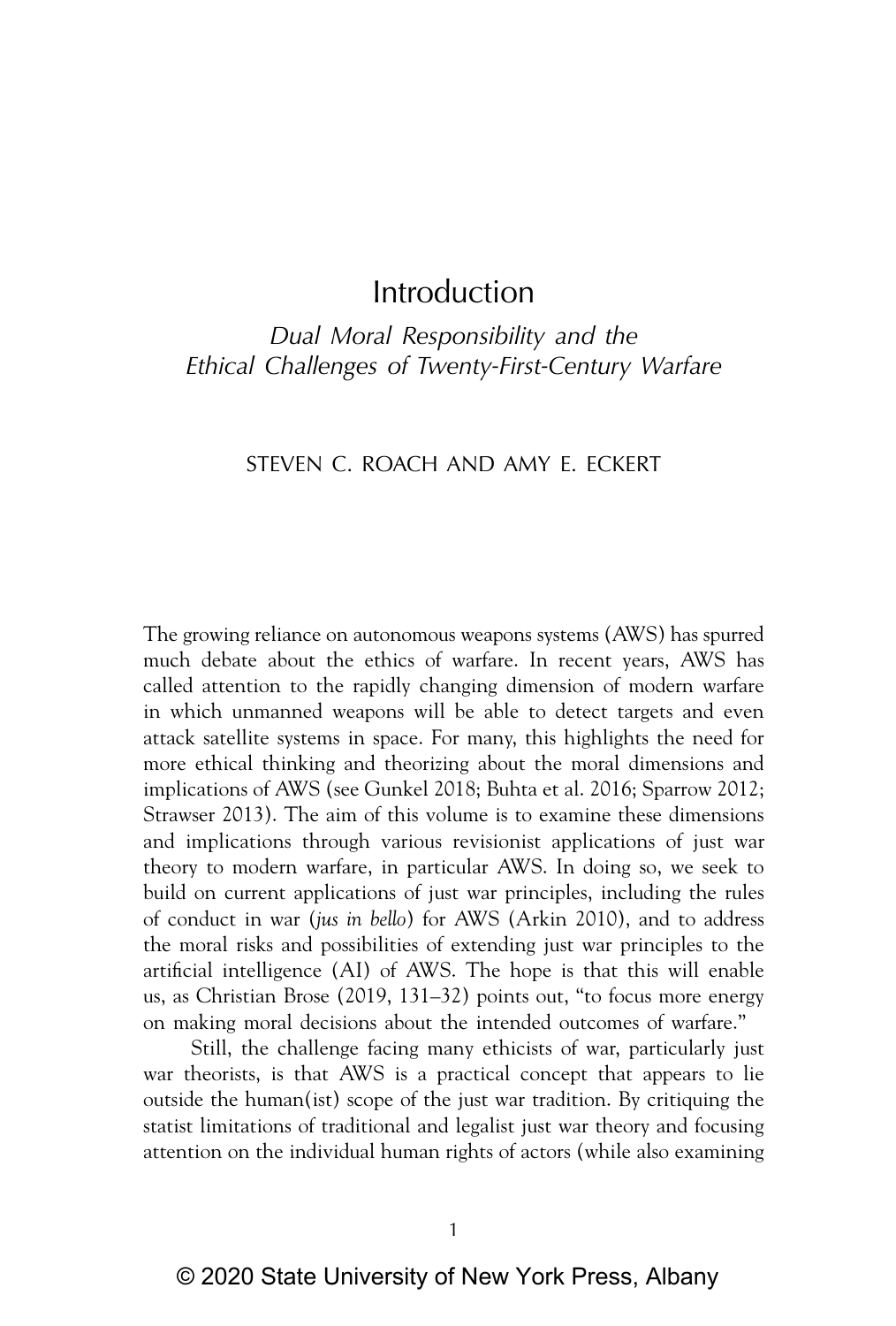# Introduction

*Dual Moral Responsibility and the Ethical Challenges of Twenty-First-Century Warfare*

STEVEN C. ROACH AND AMY E. ECKERT

The growing reliance on autonomous weapons systems (AWS) has spurred much debate about the ethics of warfare. In recent years, AWS has called attention to the rapidly changing dimension of modern warfare in which unmanned weapons will be able to detect targets and even attack satellite systems in space. For many, this highlights the need for more ethical thinking and theorizing about the moral dimensions and implications of AWS (see Gunkel 2018; Buhta et al. 2016; Sparrow 2012; Strawser 2013). The aim of this volume is to examine these dimensions and implications through various revisionist applications of just war theory to modern warfare, in particular AWS. In doing so, we seek to build on current applications of just war principles, including the rules of conduct in war (*jus in bello*) for AWS (Arkin 2010), and to address the moral risks and possibilities of extending just war principles to the artificial intelligence (AI) of AWS. The hope is that this will enable us, as Christian Brose (2019, 131–32) points out, "to focus more energy on making moral decisions about the intended outcomes of warfare."

Still, the challenge facing many ethicists of war, particularly just war theorists, is that AWS is a practical concept that appears to lie outside the human(ist) scope of the just war tradition. By critiquing the statist limitations of traditional and legalist just war theory and focusing attention on the individual human rights of actors (while also examining

© 2020 State University of New York Press, Albany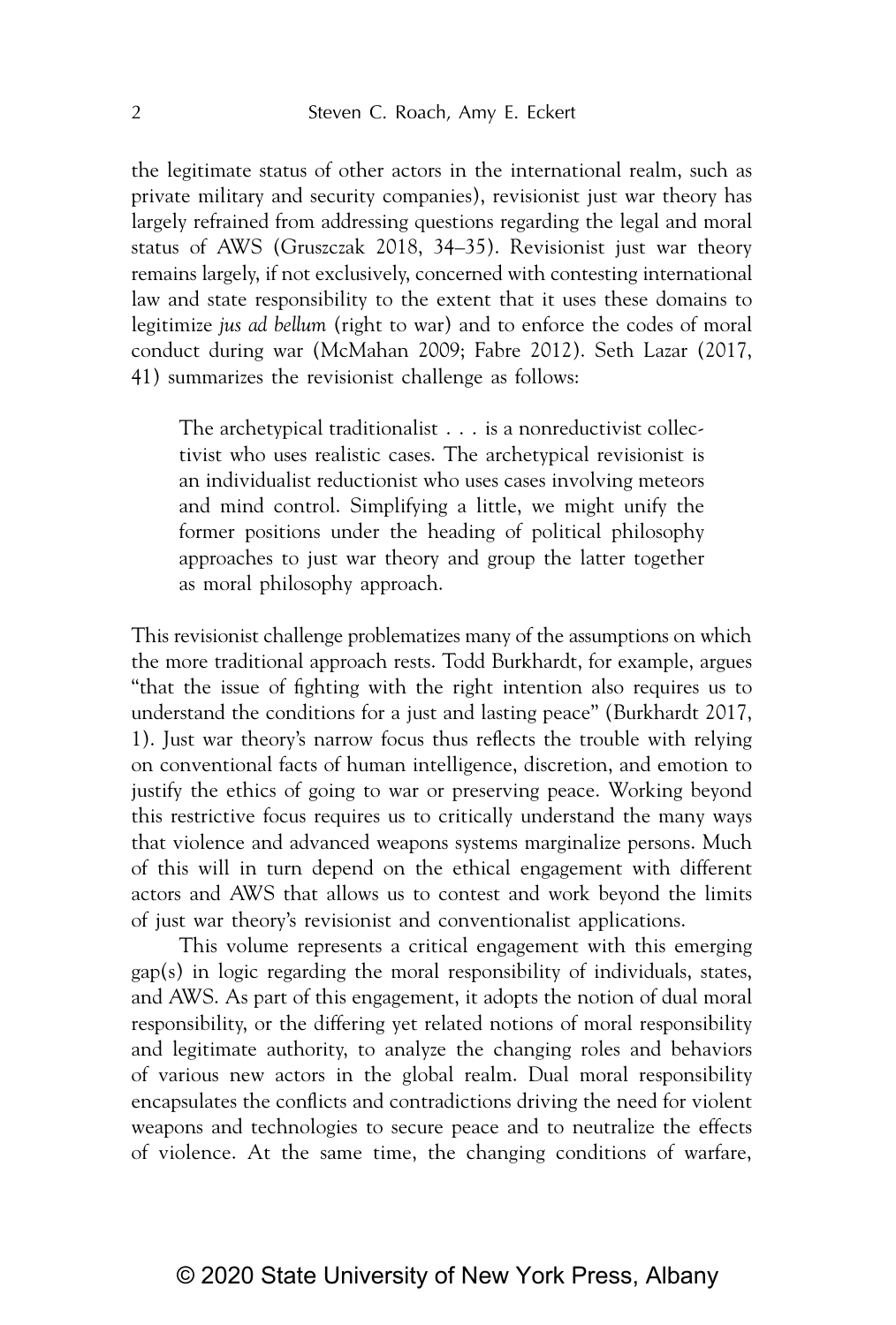the legitimate status of other actors in the international realm, such as private military and security companies), revisionist just war theory has largely refrained from addressing questions regarding the legal and moral status of AWS (Gruszczak 2018, 34–35). Revisionist just war theory remains largely, if not exclusively, concerned with contesting international law and state responsibility to the extent that it uses these domains to legitimize *jus ad bellum* (right to war) and to enforce the codes of moral conduct during war (McMahan 2009; Fabre 2012). Seth Lazar (2017, 41) summarizes the revisionist challenge as follows:

> The archetypical traditionalist . . . is a nonreductivist collectivist who uses realistic cases. The archetypical revisionist is an individualist reductionist who uses cases involving meteors and mind control. Simplifying a little, we might unify the former positions under the heading of political philosophy approaches to just war theory and group the latter together as moral philosophy approach.

This revisionist challenge problematizes many of the assumptions on which the more traditional approach rests. Todd Burkhardt, for example, argues "that the issue of fighting with the right intention also requires us to understand the conditions for a just and lasting peace" (Burkhardt 2017, 1). Just war theory's narrow focus thus reflects the trouble with relying on conventional facts of human intelligence, discretion, and emotion to justify the ethics of going to war or preserving peace. Working beyond this restrictive focus requires us to critically understand the many ways that violence and advanced weapons systems marginalize persons. Much of this will in turn depend on the ethical engagement with different actors and AWS that allows us to contest and work beyond the limits of just war theory's revisionist and conventionalist applications.

This volume represents a critical engagement with this emerging gap(s) in logic regarding the moral responsibility of individuals, states, and AWS. As part of this engagement, it adopts the notion of dual moral responsibility, or the differing yet related notions of moral responsibility and legitimate authority, to analyze the changing roles and behaviors of various new actors in the global realm. Dual moral responsibility encapsulates the conflicts and contradictions driving the need for violent weapons and technologies to secure peace and to neutralize the effects of violence. At the same time, the changing conditions of warfare,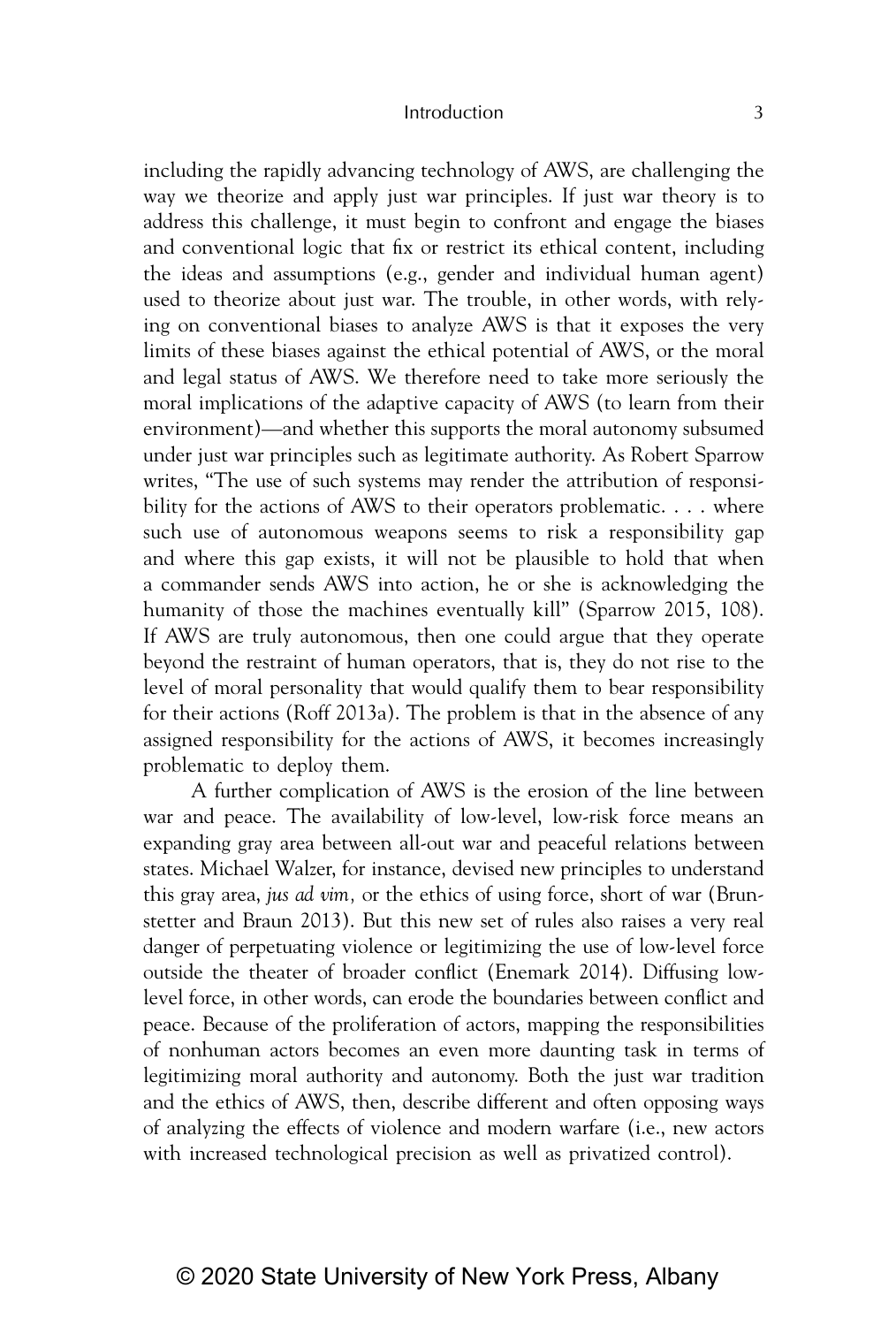including the rapidly advancing technology of AWS, are challenging the way we theorize and apply just war principles. If just war theory is to address this challenge, it must begin to confront and engage the biases and conventional logic that fix or restrict its ethical content, including the ideas and assumptions (e.g., gender and individual human agent) used to theorize about just war. The trouble, in other words, with relying on conventional biases to analyze AWS is that it exposes the very limits of these biases against the ethical potential of AWS, or the moral and legal status of AWS. We therefore need to take more seriously the moral implications of the adaptive capacity of AWS (to learn from their environment)—and whether this supports the moral autonomy subsumed under just war principles such as legitimate authority. As Robert Sparrow writes, "The use of such systems may render the attribution of responsibility for the actions of AWS to their operators problematic. . . . where such use of autonomous weapons seems to risk a responsibility gap and where this gap exists, it will not be plausible to hold that when a commander sends AWS into action, he or she is acknowledging the humanity of those the machines eventually kill" (Sparrow 2015, 108). If AWS are truly autonomous, then one could argue that they operate beyond the restraint of human operators, that is, they do not rise to the level of moral personality that would qualify them to bear responsibility for their actions (Roff 2013a). The problem is that in the absence of any assigned responsibility for the actions of AWS, it becomes increasingly problematic to deploy them.

A further complication of AWS is the erosion of the line between war and peace. The availability of low-level, low-risk force means an expanding gray area between all-out war and peaceful relations between states. Michael Walzer, for instance, devised new principles to understand this gray area, *jus ad vim,* or the ethics of using force, short of war (Brunstetter and Braun 2013). But this new set of rules also raises a very real danger of perpetuating violence or legitimizing the use of low-level force outside the theater of broader conflict (Enemark 2014). Diffusing low-level force, in other words, can erode the boundaries between conflict and peace. Because of the proliferation of actors, mapping the responsibilities of nonhuman actors becomes an even more daunting task in terms of legitimizing moral authority and autonomy. Both the just war tradition and the ethics of AWS, then, describe different and often opposing ways of analyzing the effects of violence and modern warfare (i.e., new actors with increased technological precision as well as privatized control).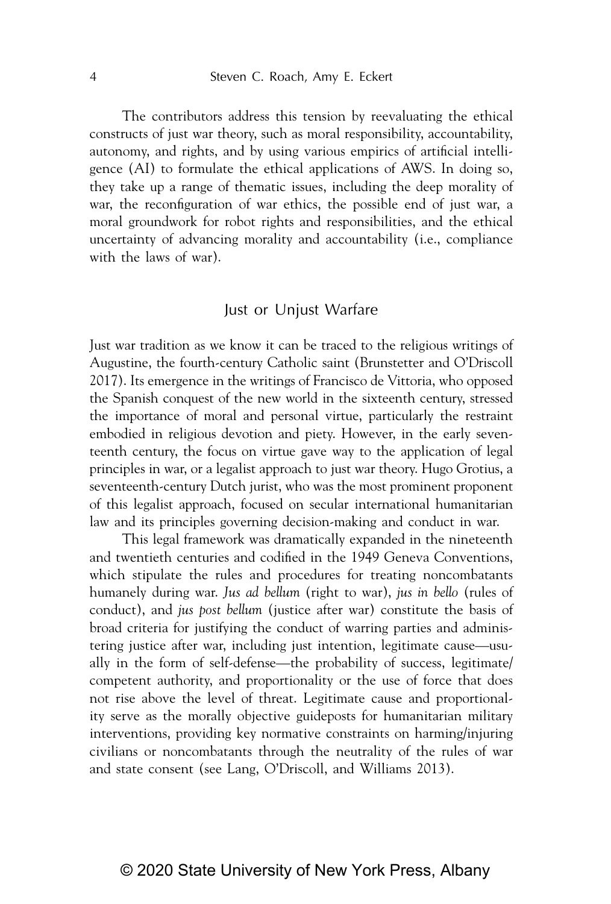The contributors address this tension by reevaluating the ethical constructs of just war theory, such as moral responsibility, accountability, autonomy, and rights, and by using various empirics of artificial intelligence (AI) to formulate the ethical applications of AWS. In doing so, they take up a range of thematic issues, including the deep morality of war, the reconfiguration of war ethics, the possible end of just war, a moral groundwork for robot rights and responsibilities, and the ethical uncertainty of advancing morality and accountability (i.e., compliance with the laws of war).

## Just or Unjust Warfare

Just war tradition as we know it can be traced to the religious writings of Augustine, the fourth-century Catholic saint (Brunstetter and O'Driscoll 2017). Its emergence in the writings of Francisco de Vittoria, who opposed the Spanish conquest of the new world in the sixteenth century, stressed the importance of moral and personal virtue, particularly the restraint embodied in religious devotion and piety. However, in the early seventeenth century, the focus on virtue gave way to the application of legal principles in war, or a legalist approach to just war theory. Hugo Grotius, a seventeenth-century Dutch jurist, who was the most prominent proponent of this legalist approach, focused on secular international humanitarian law and its principles governing decision-making and conduct in war.

This legal framework was dramatically expanded in the nineteenth and twentieth centuries and codified in the 1949 Geneva Conventions, which stipulate the rules and procedures for treating noncombatants humanely during war. *Jus ad bellum* (right to war), *jus in bello* (rules of conduct), and *jus post bellum* (justice after war) constitute the basis of broad criteria for justifying the conduct of warring parties and administering justice after war, including just intention, legitimate cause—usually in the form of self-defense—the probability of success, legitimate/competent authority, and proportionality or the use of force that does not rise above the level of threat. Legitimate cause and proportionality serve as the morally objective guideposts for humanitarian military interventions, providing key normative constraints on harming/injuring civilians or noncombatants through the neutrality of the rules of war and state consent (see Lang, O'Driscoll, and Williams 2013).

© 2020 State University of New York Press, Albany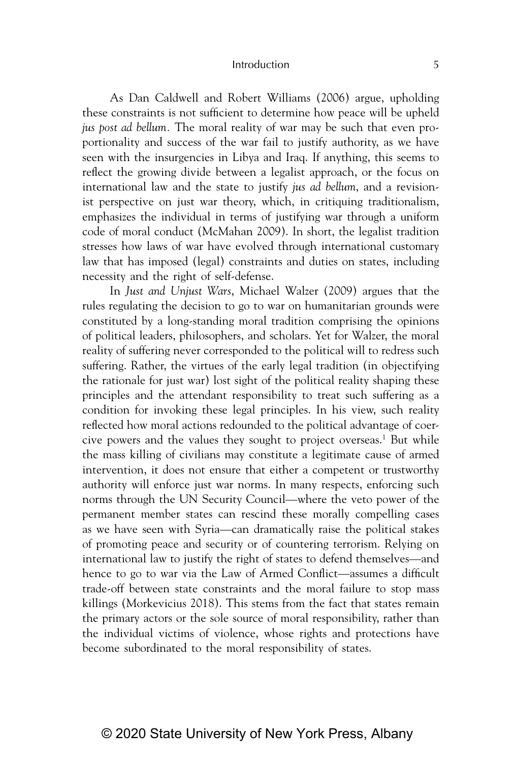As Dan Caldwell and Robert Williams (2006) argue, upholding these constraints is not sufficient to determine how peace will be upheld *jus post ad bellum.* The moral reality of war may be such that even proportionality and success of the war fail to justify authority, as we have seen with the insurgencies in Libya and Iraq. If anything, this seems to reflect the growing divide between a legalist approach, or the focus on international law and the state to justify *jus ad bellum*, and a revisionist perspective on just war theory, which, in critiquing traditionalism, emphasizes the individual in terms of justifying war through a uniform code of moral conduct (McMahan 2009). In short, the legalist tradition stresses how laws of war have evolved through international customary law that has imposed (legal) constraints and duties on states, including necessity and the right of self-defense.

In *Just and Unjust Wars*, Michael Walzer (2009) argues that the rules regulating the decision to go to war on humanitarian grounds were constituted by a long-standing moral tradition comprising the opinions of political leaders, philosophers, and scholars. Yet for Walzer, the moral reality of suffering never corresponded to the political will to redress such suffering. Rather, the virtues of the early legal tradition (in objectifying the rationale for just war) lost sight of the political reality shaping these principles and the attendant responsibility to treat such suffering as a condition for invoking these legal principles. In his view, such reality reflected how moral actions redounded to the political advantage of coercive powers and the values they sought to project overseas.[1] But while the mass killing of civilians may constitute a legitimate cause of armed intervention, it does not ensure that either a competent or trustworthy authority will enforce just war norms. In many respects, enforcing such norms through the UN Security Council—where the veto power of the permanent member states can rescind these morally compelling cases as we have seen with Syria—can dramatically raise the political stakes of promoting peace and security or of countering terrorism. Relying on international law to justify the right of states to defend themselves—and hence to go to war via the Law of Armed Conflict—assumes a difficult trade-off between state constraints and the moral failure to stop mass killings (Morkevicius 2018). This stems from the fact that states remain the primary actors or the sole source of moral responsibility, rather than the individual victims of violence, whose rights and protections have become subordinated to the moral responsibility of states.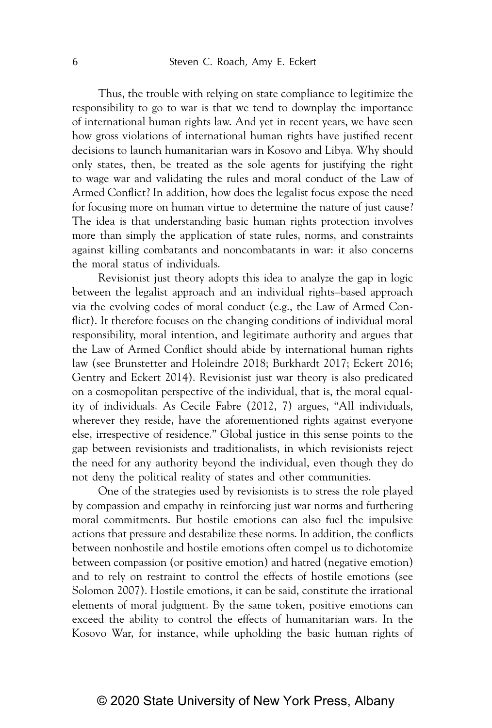Thus, the trouble with relying on state compliance to legitimize the responsibility to go to war is that we tend to downplay the importance of international human rights law. And yet in recent years, we have seen how gross violations of international human rights have justified recent decisions to launch humanitarian wars in Kosovo and Libya. Why should only states, then, be treated as the sole agents for justifying the right to wage war and validating the rules and moral conduct of the Law of Armed Conflict? In addition, how does the legalist focus expose the need for focusing more on human virtue to determine the nature of just cause? The idea is that understanding basic human rights protection involves more than simply the application of state rules, norms, and constraints against killing combatants and noncombatants in war: it also concerns the moral status of individuals.

Revisionist just theory adopts this idea to analyze the gap in logic between the legalist approach and an individual rights–based approach via the evolving codes of moral conduct (e.g., the Law of Armed Conflict). It therefore focuses on the changing conditions of individual moral responsibility, moral intention, and legitimate authority and argues that the Law of Armed Conflict should abide by international human rights law (see Brunstetter and Holeindre 2018; Burkhardt 2017; Eckert 2016; Gentry and Eckert 2014). Revisionist just war theory is also predicated on a cosmopolitan perspective of the individual, that is, the moral equality of individuals. As Cecile Fabre (2012, 7) argues, "All individuals, wherever they reside, have the aforementioned rights against everyone else, irrespective of residence." Global justice in this sense points to the gap between revisionists and traditionalists, in which revisionists reject the need for any authority beyond the individual, even though they do not deny the political reality of states and other communities.

One of the strategies used by revisionists is to stress the role played by compassion and empathy in reinforcing just war norms and furthering moral commitments. But hostile emotions can also fuel the impulsive actions that pressure and destabilize these norms. In addition, the conflicts between nonhostile and hostile emotions often compel us to dichotomize between compassion (or positive emotion) and hatred (negative emotion) and to rely on restraint to control the effects of hostile emotions (see Solomon 2007). Hostile emotions, it can be said, constitute the irrational elements of moral judgment. By the same token, positive emotions can exceed the ability to control the effects of humanitarian wars. In the Kosovo War, for instance, while upholding the basic human rights of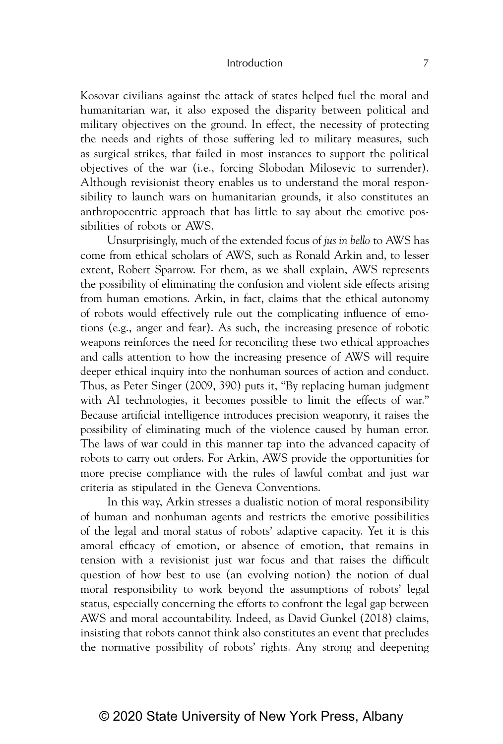Kosovar civilians against the attack of states helped fuel the moral and humanitarian war, it also exposed the disparity between political and military objectives on the ground. In effect, the necessity of protecting the needs and rights of those suffering led to military measures, such as surgical strikes, that failed in most instances to support the political objectives of the war (i.e., forcing Slobodan Milosevic to surrender). Although revisionist theory enables us to understand the moral responsibility to launch wars on humanitarian grounds, it also constitutes an anthropocentric approach that has little to say about the emotive possibilities of robots or AWS.

Unsurprisingly, much of the extended focus of *jus in bello* to AWS has come from ethical scholars of AWS, such as Ronald Arkin and, to lesser extent, Robert Sparrow. For them, as we shall explain, AWS represents the possibility of eliminating the confusion and violent side effects arising from human emotions. Arkin, in fact, claims that the ethical autonomy of robots would effectively rule out the complicating influence of emotions (e.g., anger and fear). As such, the increasing presence of robotic weapons reinforces the need for reconciling these two ethical approaches and calls attention to how the increasing presence of AWS will require deeper ethical inquiry into the nonhuman sources of action and conduct. Thus, as Peter Singer (2009, 390) puts it, "By replacing human judgment with AI technologies, it becomes possible to limit the effects of war." Because artificial intelligence introduces precision weaponry, it raises the possibility of eliminating much of the violence caused by human error. The laws of war could in this manner tap into the advanced capacity of robots to carry out orders. For Arkin, AWS provide the opportunities for more precise compliance with the rules of lawful combat and just war criteria as stipulated in the Geneva Conventions.

In this way, Arkin stresses a dualistic notion of moral responsibility of human and nonhuman agents and restricts the emotive possibilities of the legal and moral status of robots' adaptive capacity. Yet it is this amoral efficacy of emotion, or absence of emotion, that remains in tension with a revisionist just war focus and that raises the difficult question of how best to use (an evolving notion) the notion of dual moral responsibility to work beyond the assumptions of robots' legal status, especially concerning the efforts to confront the legal gap between AWS and moral accountability. Indeed, as David Gunkel (2018) claims, insisting that robots cannot think also constitutes an event that precludes the normative possibility of robots' rights. Any strong and deepening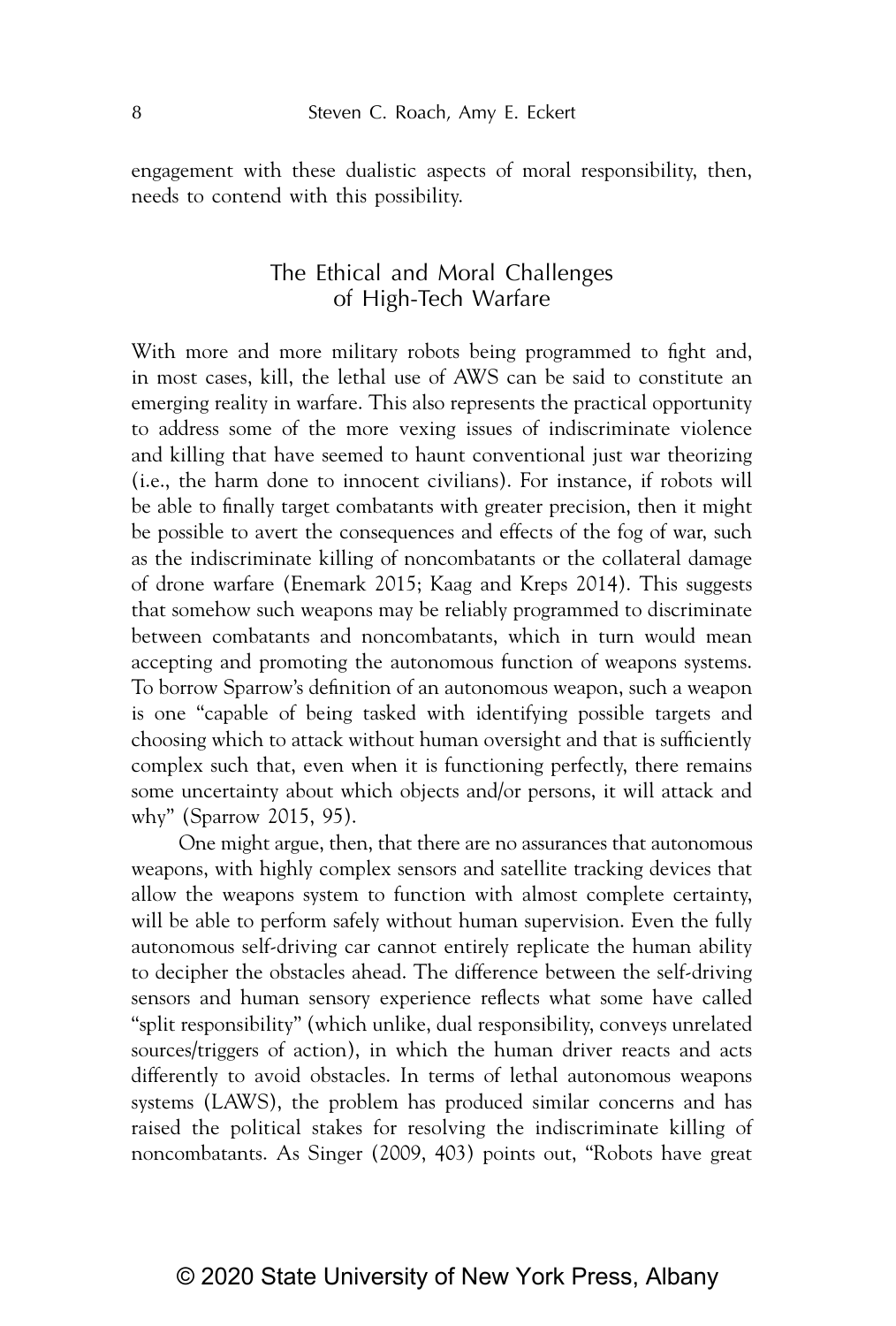engagement with these dualistic aspects of moral responsibility, then, needs to contend with this possibility.

## The Ethical and Moral Challenges of High-Tech Warfare

With more and more military robots being programmed to fight and, in most cases, kill, the lethal use of AWS can be said to constitute an emerging reality in warfare. This also represents the practical opportunity to address some of the more vexing issues of indiscriminate violence and killing that have seemed to haunt conventional just war theorizing (i.e., the harm done to innocent civilians). For instance, if robots will be able to finally target combatants with greater precision, then it might be possible to avert the consequences and effects of the fog of war, such as the indiscriminate killing of noncombatants or the collateral damage of drone warfare (Enemark 2015; Kaag and Kreps 2014). This suggests that somehow such weapons may be reliably programmed to discriminate between combatants and noncombatants, which in turn would mean accepting and promoting the autonomous function of weapons systems. To borrow Sparrow's definition of an autonomous weapon, such a weapon is one "capable of being tasked with identifying possible targets and choosing which to attack without human oversight and that is sufficiently complex such that, even when it is functioning perfectly, there remains some uncertainty about which objects and/or persons, it will attack and why" (Sparrow 2015, 95).

One might argue, then, that there are no assurances that autonomous weapons, with highly complex sensors and satellite tracking devices that allow the weapons system to function with almost complete certainty, will be able to perform safely without human supervision. Even the fully autonomous self-driving car cannot entirely replicate the human ability to decipher the obstacles ahead. The difference between the self-driving sensors and human sensory experience reflects what some have called "split responsibility" (which unlike, dual responsibility, conveys unrelated sources/triggers of action), in which the human driver reacts and acts differently to avoid obstacles. In terms of lethal autonomous weapons systems (LAWS), the problem has produced similar concerns and has raised the political stakes for resolving the indiscriminate killing of noncombatants. As Singer (2009, 403) points out, "Robots have great

© 2020 State University of New York Press, Albany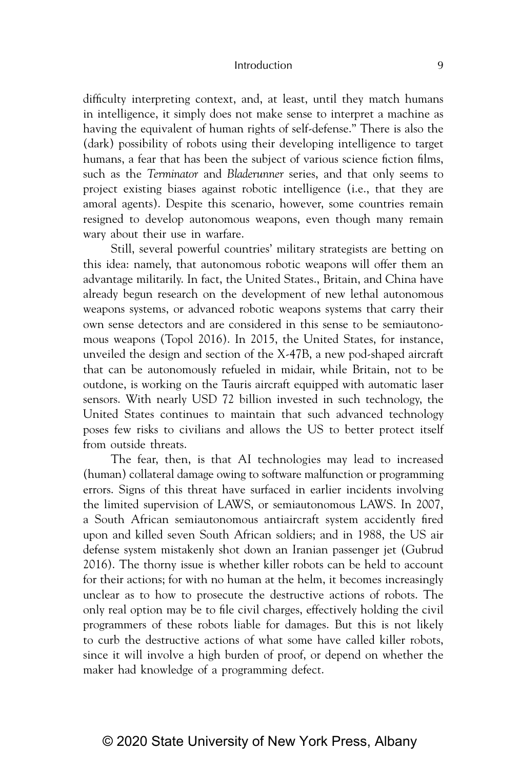difficulty interpreting context, and, at least, until they match humans in intelligence, it simply does not make sense to interpret a machine as having the equivalent of human rights of self-defense." There is also the (dark) possibility of robots using their developing intelligence to target humans, a fear that has been the subject of various science fiction films, such as the *Terminator* and *Bladerunner* series, and that only seems to project existing biases against robotic intelligence (i.e., that they are amoral agents). Despite this scenario, however, some countries remain resigned to develop autonomous weapons, even though many remain wary about their use in warfare.

Still, several powerful countries' military strategists are betting on this idea: namely, that autonomous robotic weapons will offer them an advantage militarily. In fact, the United States., Britain, and China have already begun research on the development of new lethal autonomous weapons systems, or advanced robotic weapons systems that carry their own sense detectors and are considered in this sense to be semiautonomous weapons (Topol 2016). In 2015, the United States, for instance, unveiled the design and section of the X-47B, a new pod-shaped aircraft that can be autonomously refueled in midair, while Britain, not to be outdone, is working on the Tauris aircraft equipped with automatic laser sensors. With nearly USD 72 billion invested in such technology, the United States continues to maintain that such advanced technology poses few risks to civilians and allows the US to better protect itself from outside threats.

The fear, then, is that AI technologies may lead to increased (human) collateral damage owing to software malfunction or programming errors. Signs of this threat have surfaced in earlier incidents involving the limited supervision of LAWS, or semiautonomous LAWS. In 2007, a South African semiautonomous antiaircraft system accidently fired upon and killed seven South African soldiers; and in 1988, the US air defense system mistakenly shot down an Iranian passenger jet (Gubrud 2016). The thorny issue is whether killer robots can be held to account for their actions; for with no human at the helm, it becomes increasingly unclear as to how to prosecute the destructive actions of robots. The only real option may be to file civil charges, effectively holding the civil programmers of these robots liable for damages. But this is not likely to curb the destructive actions of what some have called killer robots, since it will involve a high burden of proof, or depend on whether the maker had knowledge of a programming defect.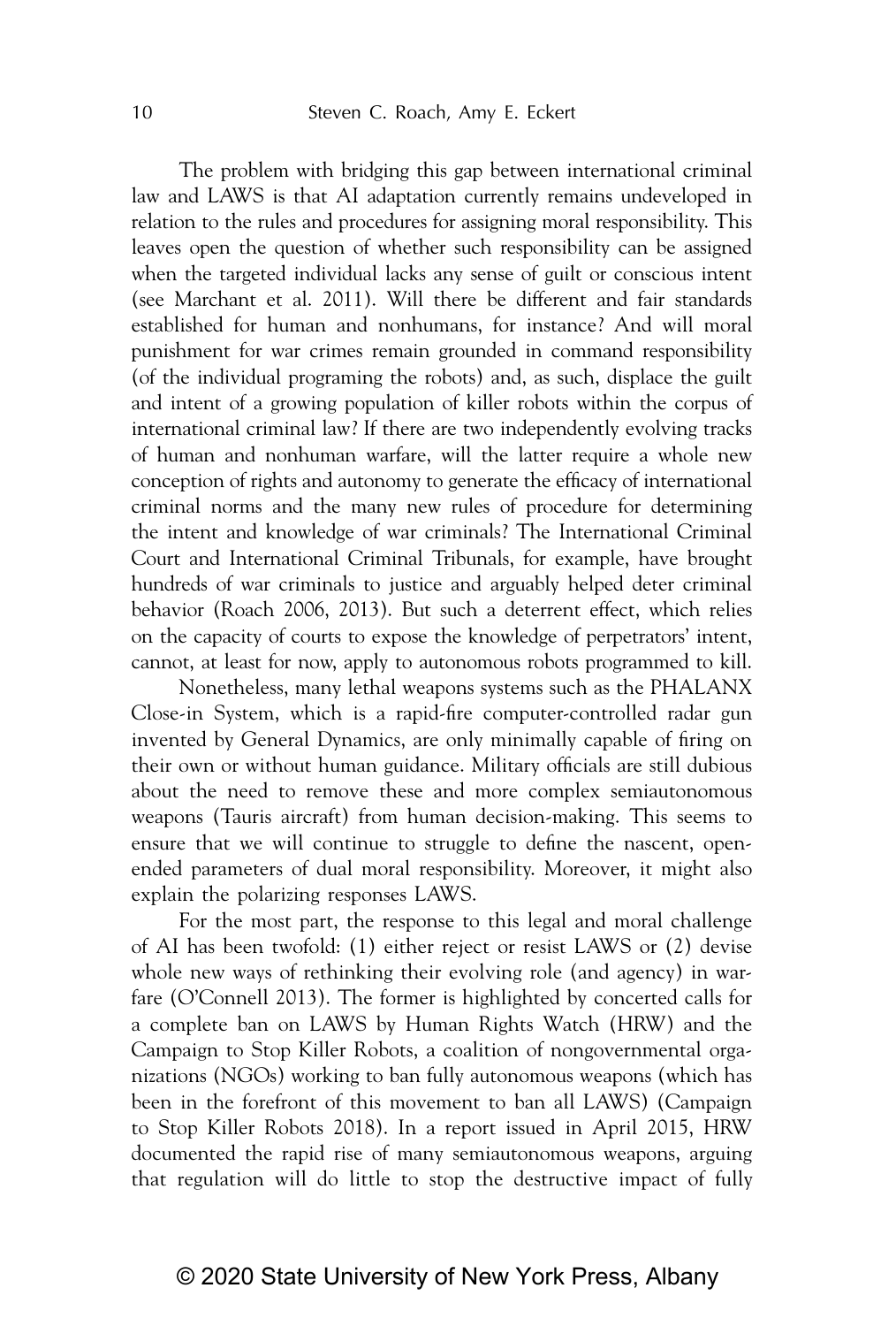The problem with bridging this gap between international criminal law and LAWS is that AI adaptation currently remains undeveloped in relation to the rules and procedures for assigning moral responsibility. This leaves open the question of whether such responsibility can be assigned when the targeted individual lacks any sense of guilt or conscious intent (see Marchant et al. 2011). Will there be different and fair standards established for human and nonhumans, for instance? And will moral punishment for war crimes remain grounded in command responsibility (of the individual programing the robots) and, as such, displace the guilt and intent of a growing population of killer robots within the corpus of international criminal law? If there are two independently evolving tracks of human and nonhuman warfare, will the latter require a whole new conception of rights and autonomy to generate the efficacy of international criminal norms and the many new rules of procedure for determining the intent and knowledge of war criminals? The International Criminal Court and International Criminal Tribunals, for example, have brought hundreds of war criminals to justice and arguably helped deter criminal behavior (Roach 2006, 2013). But such a deterrent effect, which relies on the capacity of courts to expose the knowledge of perpetrators' intent, cannot, at least for now, apply to autonomous robots programmed to kill.

Nonetheless, many lethal weapons systems such as the PHALANX Close-in System, which is a rapid-fire computer-controlled radar gun invented by General Dynamics, are only minimally capable of firing on their own or without human guidance. Military officials are still dubious about the need to remove these and more complex semiautonomous weapons (Tauris aircraft) from human decision-making. This seems to ensure that we will continue to struggle to define the nascent, open-ended parameters of dual moral responsibility. Moreover, it might also explain the polarizing responses LAWS.

For the most part, the response to this legal and moral challenge of AI has been twofold: (1) either reject or resist LAWS or (2) devise whole new ways of rethinking their evolving role (and agency) in warfare (O'Connell 2013). The former is highlighted by concerted calls for a complete ban on LAWS by Human Rights Watch (HRW) and the Campaign to Stop Killer Robots, a coalition of nongovernmental organizations (NGOs) working to ban fully autonomous weapons (which has been in the forefront of this movement to ban all LAWS) (Campaign to Stop Killer Robots 2018). In a report issued in April 2015, HRW documented the rapid rise of many semiautonomous weapons, arguing that regulation will do little to stop the destructive impact of fully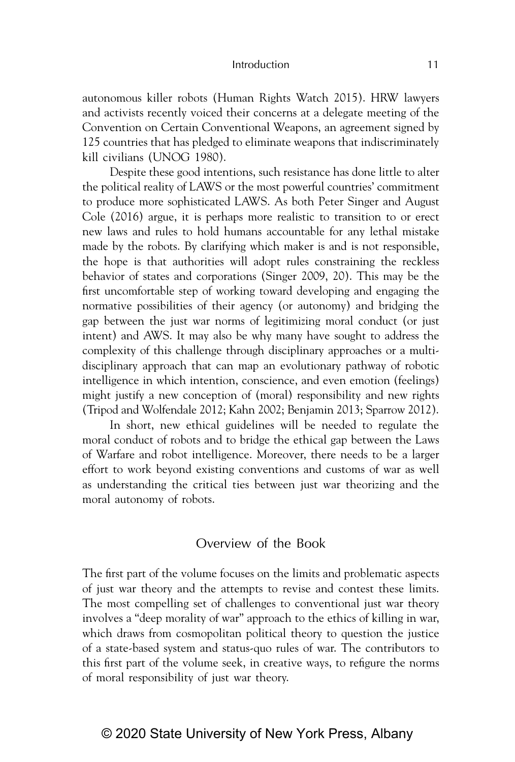autonomous killer robots (Human Rights Watch 2015). HRW lawyers and activists recently voiced their concerns at a delegate meeting of the Convention on Certain Conventional Weapons, an agreement signed by 125 countries that has pledged to eliminate weapons that indiscriminately kill civilians (UNOG 1980).

Despite these good intentions, such resistance has done little to alter the political reality of LAWS or the most powerful countries' commitment to produce more sophisticated LAWS. As both Peter Singer and August Cole (2016) argue, it is perhaps more realistic to transition to or erect new laws and rules to hold humans accountable for any lethal mistake made by the robots. By clarifying which maker is and is not responsible, the hope is that authorities will adopt rules constraining the reckless behavior of states and corporations (Singer 2009, 20). This may be the first uncomfortable step of working toward developing and engaging the normative possibilities of their agency (or autonomy) and bridging the gap between the just war norms of legitimizing moral conduct (or just intent) and AWS. It may also be why many have sought to address the complexity of this challenge through disciplinary approaches or a multidisciplinary approach that can map an evolutionary pathway of robotic intelligence in which intention, conscience, and even emotion (feelings) might justify a new conception of (moral) responsibility and new rights (Tripod and Wolfendale 2012; Kahn 2002; Benjamin 2013; Sparrow 2012).

In short, new ethical guidelines will be needed to regulate the moral conduct of robots and to bridge the ethical gap between the Laws of Warfare and robot intelligence. Moreover, there needs to be a larger effort to work beyond existing conventions and customs of war as well as understanding the critical ties between just war theorizing and the moral autonomy of robots.

## Overview of the Book

The first part of the volume focuses on the limits and problematic aspects of just war theory and the attempts to revise and contest these limits. The most compelling set of challenges to conventional just war theory involves a "deep morality of war" approach to the ethics of killing in war, which draws from cosmopolitan political theory to question the justice of a state-based system and status-quo rules of war. The contributors to this first part of the volume seek, in creative ways, to refigure the norms of moral responsibility of just war theory.

© 2020 State University of New York Press, Albany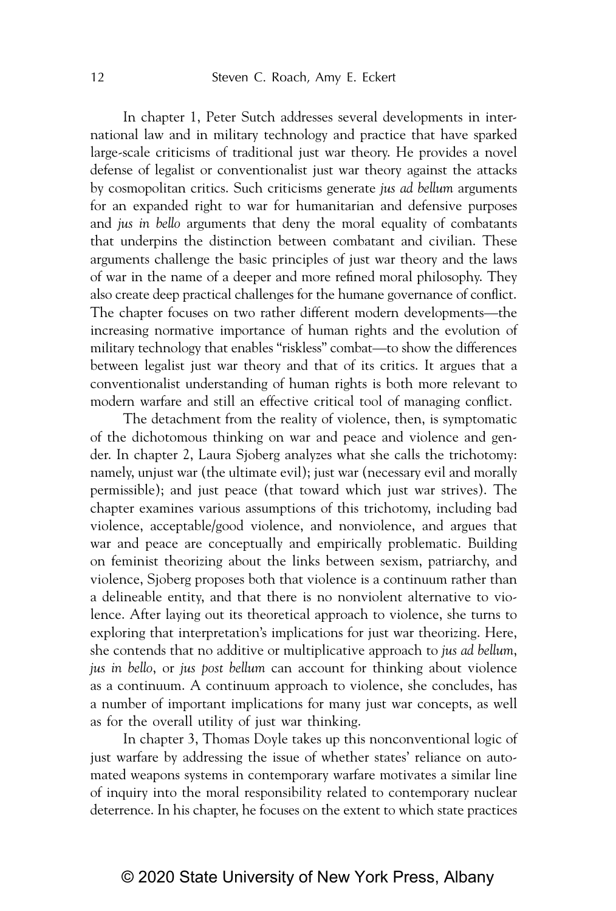In chapter 1, Peter Sutch addresses several developments in international law and in military technology and practice that have sparked large-scale criticisms of traditional just war theory. He provides a novel defense of legalist or conventionalist just war theory against the attacks by cosmopolitan critics. Such criticisms generate *jus ad bellum* arguments for an expanded right to war for humanitarian and defensive purposes and *jus in bello* arguments that deny the moral equality of combatants that underpins the distinction between combatant and civilian. These arguments challenge the basic principles of just war theory and the laws of war in the name of a deeper and more refined moral philosophy. They also create deep practical challenges for the humane governance of conflict. The chapter focuses on two rather different modern developments—the increasing normative importance of human rights and the evolution of military technology that enables "riskless" combat—to show the differences between legalist just war theory and that of its critics. It argues that a conventionalist understanding of human rights is both more relevant to modern warfare and still an effective critical tool of managing conflict.

The detachment from the reality of violence, then, is symptomatic of the dichotomous thinking on war and peace and violence and gender. In chapter 2, Laura Sjoberg analyzes what she calls the trichotomy: namely, unjust war (the ultimate evil); just war (necessary evil and morally permissible); and just peace (that toward which just war strives). The chapter examines various assumptions of this trichotomy, including bad violence, acceptable/good violence, and nonviolence, and argues that war and peace are conceptually and empirically problematic. Building on feminist theorizing about the links between sexism, patriarchy, and violence, Sjoberg proposes both that violence is a continuum rather than a delineable entity, and that there is no nonviolent alternative to violence. After laying out its theoretical approach to violence, she turns to exploring that interpretation's implications for just war theorizing. Here, she contends that no additive or multiplicative approach to *jus ad bellum*, *jus in bello*, or *jus post bellum* can account for thinking about violence as a continuum. A continuum approach to violence, she concludes, has a number of important implications for many just war concepts, as well as for the overall utility of just war thinking.

In chapter 3, Thomas Doyle takes up this nonconventional logic of just warfare by addressing the issue of whether states' reliance on automated weapons systems in contemporary warfare motivates a similar line of inquiry into the moral responsibility related to contemporary nuclear deterrence. In his chapter, he focuses on the extent to which state practices

© 2020 State University of New York Press, Albany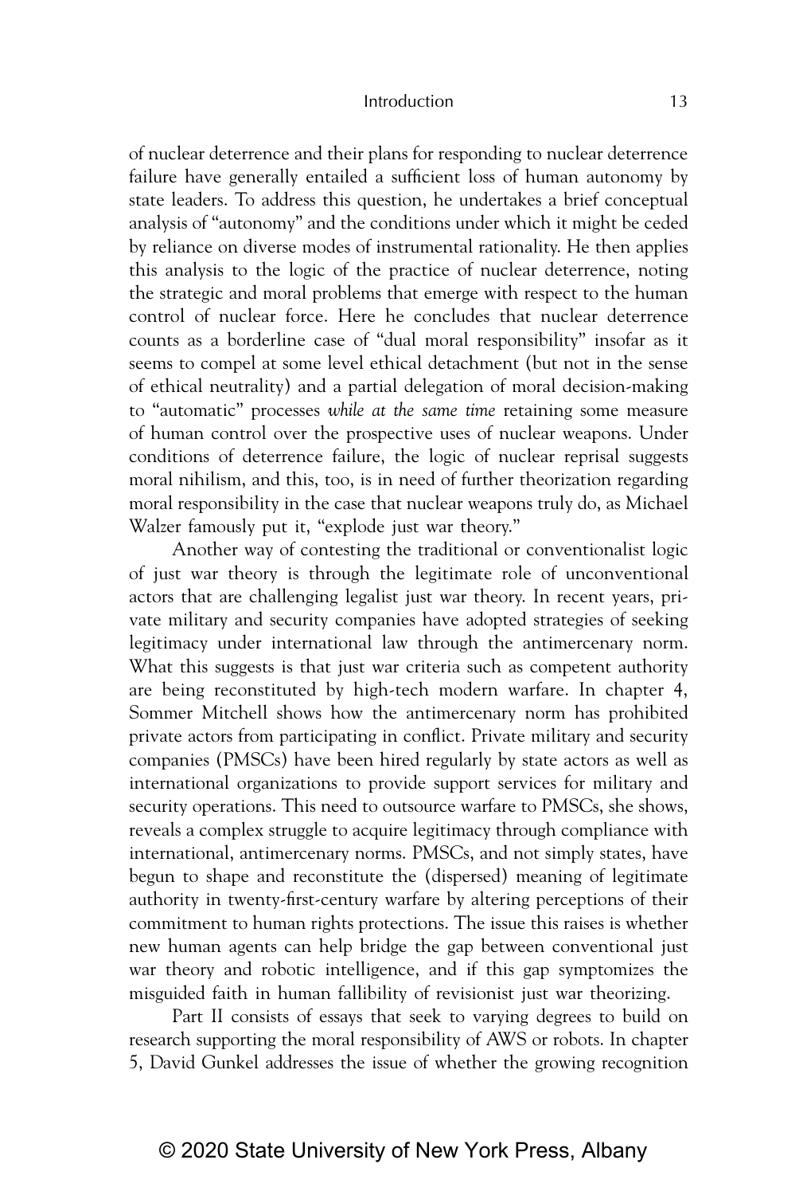of nuclear deterrence and their plans for responding to nuclear deterrence failure have generally entailed a sufficient loss of human autonomy by state leaders. To address this question, he undertakes a brief conceptual analysis of "autonomy" and the conditions under which it might be ceded by reliance on diverse modes of instrumental rationality. He then applies this analysis to the logic of the practice of nuclear deterrence, noting the strategic and moral problems that emerge with respect to the human control of nuclear force. Here he concludes that nuclear deterrence counts as a borderline case of "dual moral responsibility" insofar as it seems to compel at some level ethical detachment (but not in the sense of ethical neutrality) and a partial delegation of moral decision-making to "automatic" processes *while at the same time* retaining some measure of human control over the prospective uses of nuclear weapons. Under conditions of deterrence failure, the logic of nuclear reprisal suggests moral nihilism, and this, too, is in need of further theorization regarding moral responsibility in the case that nuclear weapons truly do, as Michael Walzer famously put it, "explode just war theory."

Another way of contesting the traditional or conventionalist logic of just war theory is through the legitimate role of unconventional actors that are challenging legalist just war theory. In recent years, private military and security companies have adopted strategies of seeking legitimacy under international law through the antimercenary norm. What this suggests is that just war criteria such as competent authority are being reconstituted by high-tech modern warfare. In chapter 4, Sommer Mitchell shows how the antimercenary norm has prohibited private actors from participating in conflict. Private military and security companies (PMSCs) have been hired regularly by state actors as well as international organizations to provide support services for military and security operations. This need to outsource warfare to PMSCs, she shows, reveals a complex struggle to acquire legitimacy through compliance with international, antimercenary norms. PMSCs, and not simply states, have begun to shape and reconstitute the (dispersed) meaning of legitimate authority in twenty-first-century warfare by altering perceptions of their commitment to human rights protections. The issue this raises is whether new human agents can help bridge the gap between conventional just war theory and robotic intelligence, and if this gap symptomizes the misguided faith in human fallibility of revisionist just war theorizing.

Part II consists of essays that seek to varying degrees to build on research supporting the moral responsibility of AWS or robots. In chapter 5, David Gunkel addresses the issue of whether the growing recognition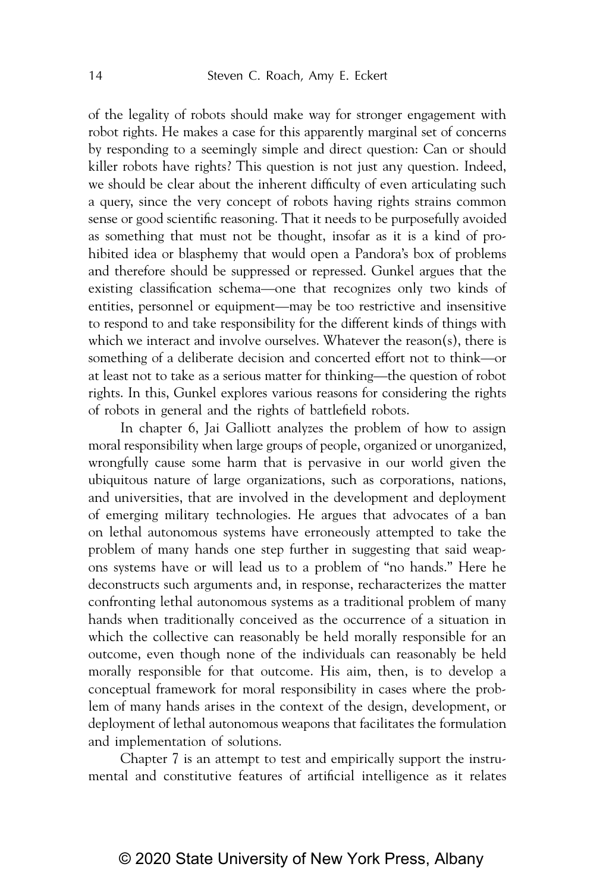of the legality of robots should make way for stronger engagement with robot rights. He makes a case for this apparently marginal set of concerns by responding to a seemingly simple and direct question: Can or should killer robots have rights? This question is not just any question. Indeed, we should be clear about the inherent difficulty of even articulating such a query, since the very concept of robots having rights strains common sense or good scientific reasoning. That it needs to be purposefully avoided as something that must not be thought, insofar as it is a kind of prohibited idea or blasphemy that would open a Pandora's box of problems and therefore should be suppressed or repressed. Gunkel argues that the existing classification schema—one that recognizes only two kinds of entities, personnel or equipment—may be too restrictive and insensitive to respond to and take responsibility for the different kinds of things with which we interact and involve ourselves. Whatever the reason(s), there is something of a deliberate decision and concerted effort not to think—or at least not to take as a serious matter for thinking—the question of robot rights. In this, Gunkel explores various reasons for considering the rights of robots in general and the rights of battlefield robots.

In chapter 6, Jai Galliott analyzes the problem of how to assign moral responsibility when large groups of people, organized or unorganized, wrongfully cause some harm that is pervasive in our world given the ubiquitous nature of large organizations, such as corporations, nations, and universities, that are involved in the development and deployment of emerging military technologies. He argues that advocates of a ban on lethal autonomous systems have erroneously attempted to take the problem of many hands one step further in suggesting that said weapons systems have or will lead us to a problem of "no hands." Here he deconstructs such arguments and, in response, recharacterizes the matter confronting lethal autonomous systems as a traditional problem of many hands when traditionally conceived as the occurrence of a situation in which the collective can reasonably be held morally responsible for an outcome, even though none of the individuals can reasonably be held morally responsible for that outcome. His aim, then, is to develop a conceptual framework for moral responsibility in cases where the problem of many hands arises in the context of the design, development, or deployment of lethal autonomous weapons that facilitates the formulation and implementation of solutions.

Chapter 7 is an attempt to test and empirically support the instrumental and constitutive features of artificial intelligence as it relates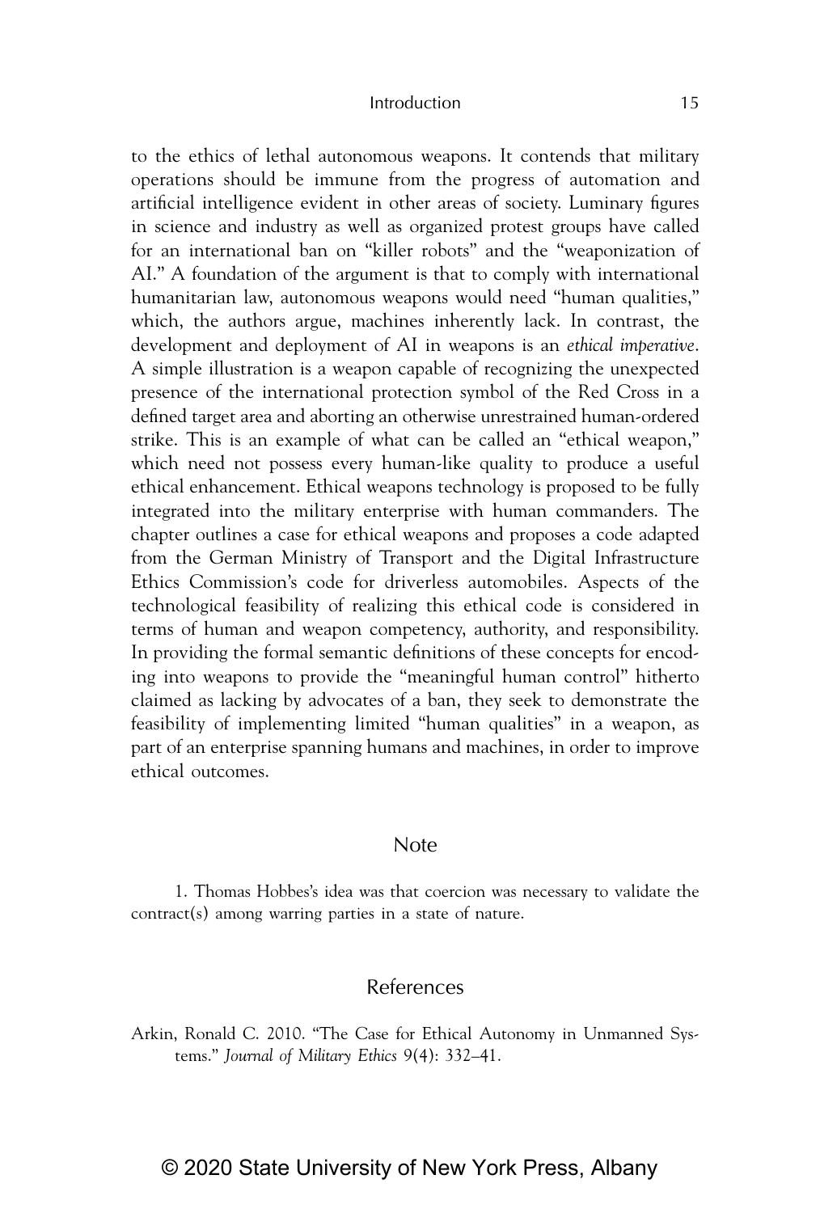to the ethics of lethal autonomous weapons. It contends that military operations should be immune from the progress of automation and artificial intelligence evident in other areas of society. Luminary figures in science and industry as well as organized protest groups have called for an international ban on "killer robots" and the "weaponization of AI." A foundation of the argument is that to comply with international humanitarian law, autonomous weapons would need "human qualities," which, the authors argue, machines inherently lack. In contrast, the development and deployment of AI in weapons is an *ethical imperative*. A simple illustration is a weapon capable of recognizing the unexpected presence of the international protection symbol of the Red Cross in a defined target area and aborting an otherwise unrestrained human-ordered strike. This is an example of what can be called an "ethical weapon," which need not possess every human-like quality to produce a useful ethical enhancement. Ethical weapons technology is proposed to be fully integrated into the military enterprise with human commanders. The chapter outlines a case for ethical weapons and proposes a code adapted from the German Ministry of Transport and the Digital Infrastructure Ethics Commission's code for driverless automobiles. Aspects of the technological feasibility of realizing this ethical code is considered in terms of human and weapon competency, authority, and responsibility. In providing the formal semantic definitions of these concepts for encoding into weapons to provide the "meaningful human control" hitherto claimed as lacking by advocates of a ban, they seek to demonstrate the feasibility of implementing limited "human qualities" in a weapon, as part of an enterprise spanning humans and machines, in order to improve ethical outcomes.

## Note

1. Thomas Hobbes's idea was that coercion was necessary to validate the contract(s) among warring parties in a state of nature.

## References

Arkin, Ronald C. 2010. "The Case for Ethical Autonomy in Unmanned Systems." *Journal of Military Ethics* 9(4): 332–41.

© 2020 State University of New York Press, Albany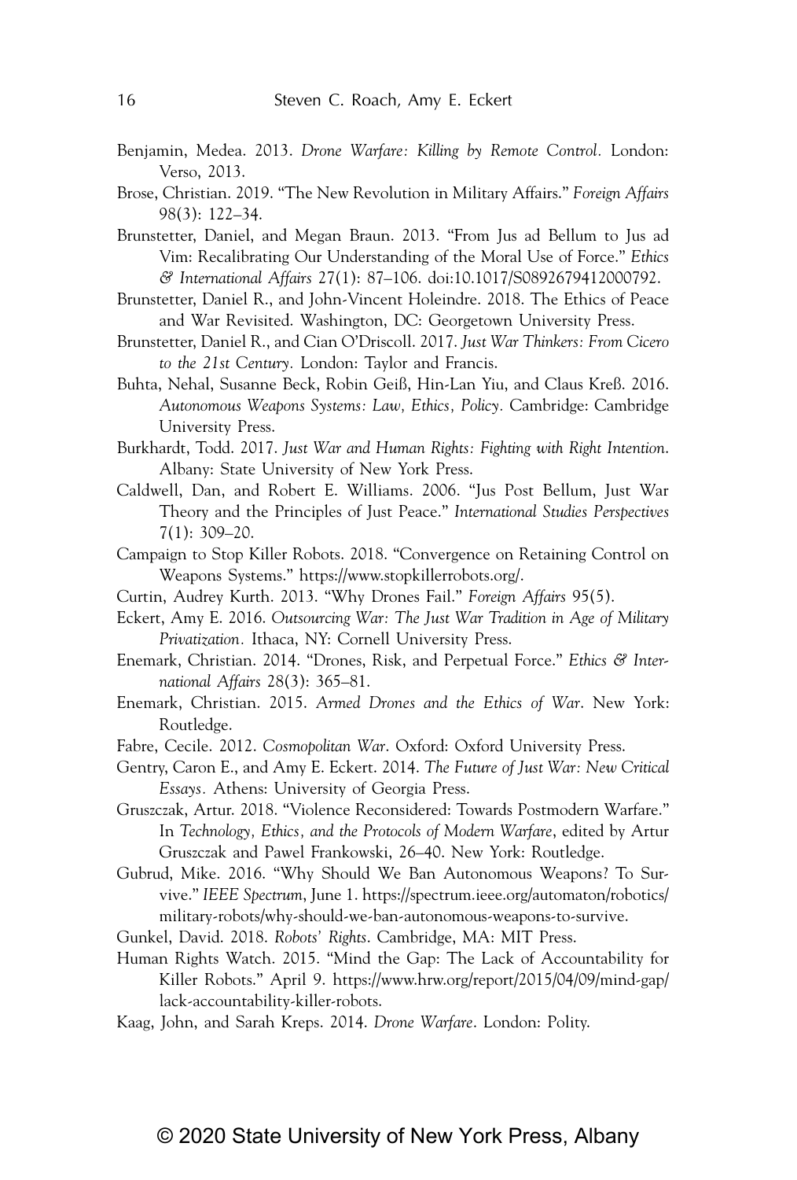Benjamin, Medea. 2013. *Drone Warfare: Killing by Remote Control*. London: Verso, 2013.

Brose, Christian. 2019. "The New Revolution in Military Affairs." *Foreign Affairs* 98(3): 122–34.

Brunstetter, Daniel, and Megan Braun. 2013. "From Jus ad Bellum to Jus ad Vim: Recalibrating Our Understanding of the Moral Use of Force." *Ethics & International Affairs* 27(1): 87–106. doi:10.1017/S0892679412000792.

Brunstetter, Daniel R., and John-Vincent Holeindre. 2018. The Ethics of Peace and War Revisited. Washington, DC: Georgetown University Press.

Brunstetter, Daniel R., and Cian O'Driscoll. 2017. *Just War Thinkers: From Cicero to the 21st Century*. London: Taylor and Francis.

Buhta, Nehal, Susanne Beck, Robin Geiß, Hin-Lan Yiu, and Claus Kreß. 2016. *Autonomous Weapons Systems: Law, Ethics, Policy*. Cambridge: Cambridge University Press.

Burkhardt, Todd. 2017. *Just War and Human Rights: Fighting with Right Intention*. Albany: State University of New York Press.

Caldwell, Dan, and Robert E. Williams. 2006. "Jus Post Bellum, Just War Theory and the Principles of Just Peace." *International Studies Perspectives* 7(1): 309–20.

Campaign to Stop Killer Robots. 2018. "Convergence on Retaining Control on Weapons Systems." https://www.stopkillerrobots.org/.

Curtin, Audrey Kurth. 2013. "Why Drones Fail." *Foreign Affairs* 95(5).

Eckert, Amy E. 2016. *Outsourcing War: The Just War Tradition in Age of Military Privatization*. Ithaca, NY: Cornell University Press.

Enemark, Christian. 2014. "Drones, Risk, and Perpetual Force." *Ethics & International Affairs* 28(3): 365–81.

Enemark, Christian. 2015. *Armed Drones and the Ethics of War*. New York: Routledge.

Fabre, Cecile. 2012. *Cosmopolitan War*. Oxford: Oxford University Press.

Gentry, Caron E., and Amy E. Eckert. 2014. *The Future of Just War: New Critical Essays*. Athens: University of Georgia Press.

Gruszczak, Artur. 2018. "Violence Reconsidered: Towards Postmodern Warfare." In *Technology, Ethics, and the Protocols of Modern Warfare*, edited by Artur Gruszczak and Pawel Frankowski, 26–40. New York: Routledge.

Gubrud, Mike. 2016. "Why Should We Ban Autonomous Weapons? To Survive." *IEEE Spectrum*, June 1. https://spectrum.ieee.org/automaton/robotics/military-robots/why-should-we-ban-autonomous-weapons-to-survive.

Gunkel, David. 2018. *Robots' Rights*. Cambridge, MA: MIT Press.

Human Rights Watch. 2015. "Mind the Gap: The Lack of Accountability for Killer Robots." April 9. https://www.hrw.org/report/2015/04/09/mind-gap/lack-accountability-killer-robots.

Kaag, John, and Sarah Kreps. 2014. *Drone Warfare*. London: Polity.

© 2020 State University of New York Press, Albany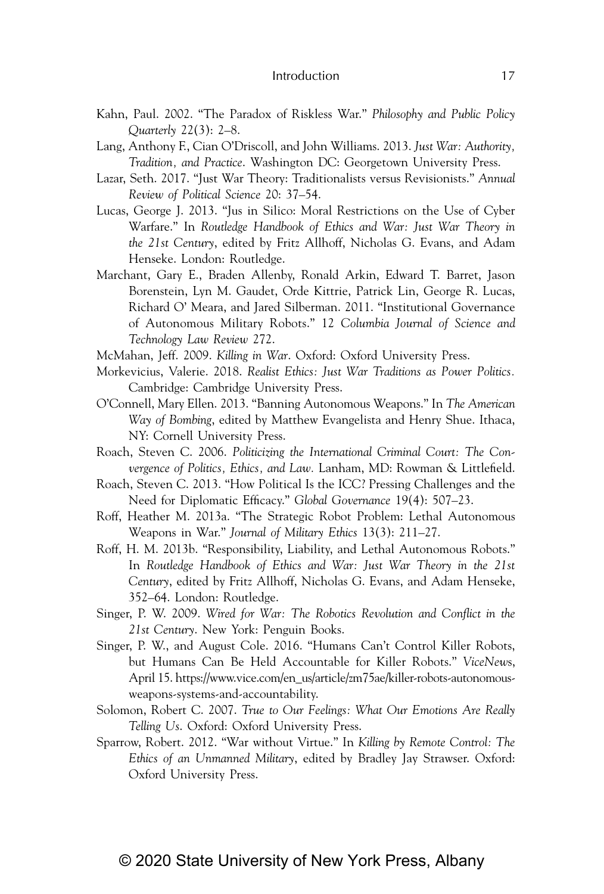Kahn, Paul. 2002. "The Paradox of Riskless War." *Philosophy and Public Policy Quarterly* 22(3): 2–8.

Lang, Anthony F., Cian O'Driscoll, and John Williams. 2013. *Just War: Authority, Tradition, and Practice*. Washington DC: Georgetown University Press.

Lazar, Seth. 2017. "Just War Theory: Traditionalists versus Revisionists." *Annual Review of Political Science* 20: 37–54.

Lucas, George J. 2013. "Jus in Silico: Moral Restrictions on the Use of Cyber Warfare." In *Routledge Handbook of Ethics and War: Just War Theory in the 21st Century*, edited by Fritz Allhoff, Nicholas G. Evans, and Adam Henseke. London: Routledge.

Marchant, Gary E., Braden Allenby, Ronald Arkin, Edward T. Barret, Jason Borenstein, Lyn M. Gaudet, Orde Kittrie, Patrick Lin, George R. Lucas, Richard O' Meara, and Jared Silberman. 2011. "Institutional Governance of Autonomous Military Robots." 12 *Columbia Journal of Science and Technology Law Review* 272.

McMahan, Jeff. 2009. *Killing in War*. Oxford: Oxford University Press.

Morkevicius, Valerie. 2018. *Realist Ethics: Just War Traditions as Power Politics*. Cambridge: Cambridge University Press.

O'Connell, Mary Ellen. 2013. "Banning Autonomous Weapons." In *The American Way of Bombing*, edited by Matthew Evangelista and Henry Shue. Ithaca, NY: Cornell University Press.

Roach, Steven C. 2006. *Politicizing the International Criminal Court: The Convergence of Politics, Ethics, and Law*. Lanham, MD: Rowman & Littlefield.

Roach, Steven C. 2013. "How Political Is the ICC? Pressing Challenges and the Need for Diplomatic Efficacy." *Global Governance* 19(4): 507–23.

Roff, Heather M. 2013a. "The Strategic Robot Problem: Lethal Autonomous Weapons in War." *Journal of Military Ethics* 13(3): 211–27.

Roff, H. M. 2013b. "Responsibility, Liability, and Lethal Autonomous Robots." In *Routledge Handbook of Ethics and War: Just War Theory in the 21st Century*, edited by Fritz Allhoff, Nicholas G. Evans, and Adam Henseke, 352–64. London: Routledge.

Singer, P. W. 2009. *Wired for War: The Robotics Revolution and Conflict in the 21st Century*. New York: Penguin Books.

Singer, P. W., and August Cole. 2016. "Humans Can't Control Killer Robots, but Humans Can Be Held Accountable for Killer Robots." *ViceNews*, April 15. https://www.vice.com/en_us/article/zm75ae/killer-robots-autonomous-weapons-systems-and-accountability.

Solomon, Robert C. 2007. *True to Our Feelings: What Our Emotions Are Really Telling Us*. Oxford: Oxford University Press.

Sparrow, Robert. 2012. "War without Virtue." In *Killing by Remote Control: The Ethics of an Unmanned Military*, edited by Bradley Jay Strawser. Oxford: Oxford University Press.

© 2020 State University of New York Press, Albany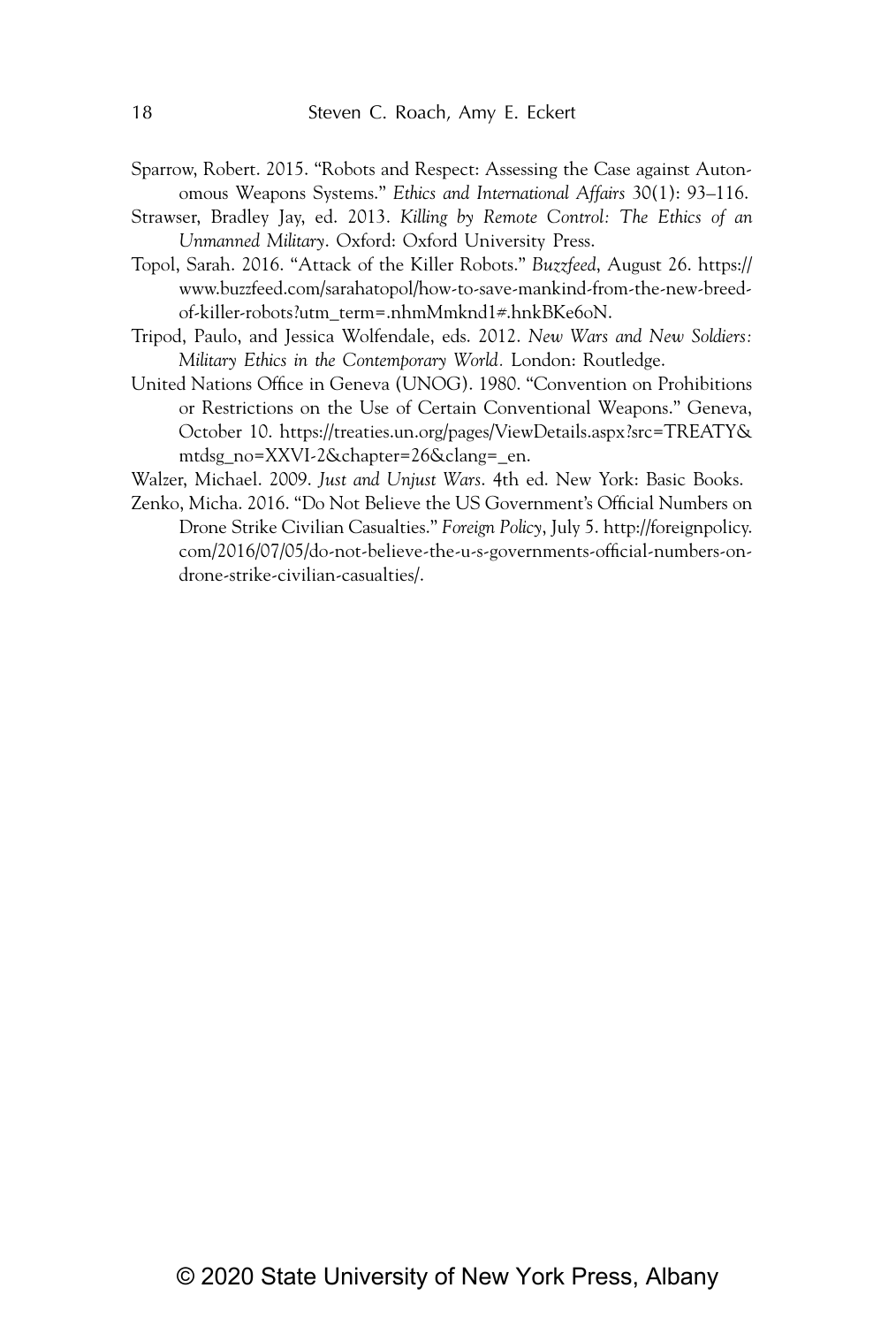Sparrow, Robert. 2015. "Robots and Respect: Assessing the Case against Autonomous Weapons Systems." *Ethics and International Affairs* 30(1): 93–116.

Strawser, Bradley Jay, ed. 2013. *Killing by Remote Control: The Ethics of an Unmanned Military*. Oxford: Oxford University Press.

Topol, Sarah. 2016. "Attack of the Killer Robots." *Buzzfeed*, August 26. https://www.buzzfeed.com/sarahatopol/how-to-save-mankind-from-the-new-breed-of-killer-robots?utm_term=.nhmMmknd1#.hnkBKe6oN.

Tripod, Paulo, and Jessica Wolfendale, eds. 2012. *New Wars and New Soldiers: Military Ethics in the Contemporary World.* London: Routledge.

United Nations Office in Geneva (UNOG). 1980. "Convention on Prohibitions or Restrictions on the Use of Certain Conventional Weapons." Geneva, October 10. https://treaties.un.org/pages/ViewDetails.aspx?src=TREATY&mtdsg_no=XXVI-2&chapter=26&clang=_en.

Walzer, Michael. 2009. *Just and Unjust Wars*. 4th ed. New York: Basic Books.

Zenko, Micha. 2016. "Do Not Believe the US Government's Official Numbers on Drone Strike Civilian Casualties." *Foreign Policy*, July 5. http://foreignpolicy.com/2016/07/05/do-not-believe-the-u-s-governments-official-numbers-on-drone-strike-civilian-casualties/.

© 2020 State University of New York Press, Albany